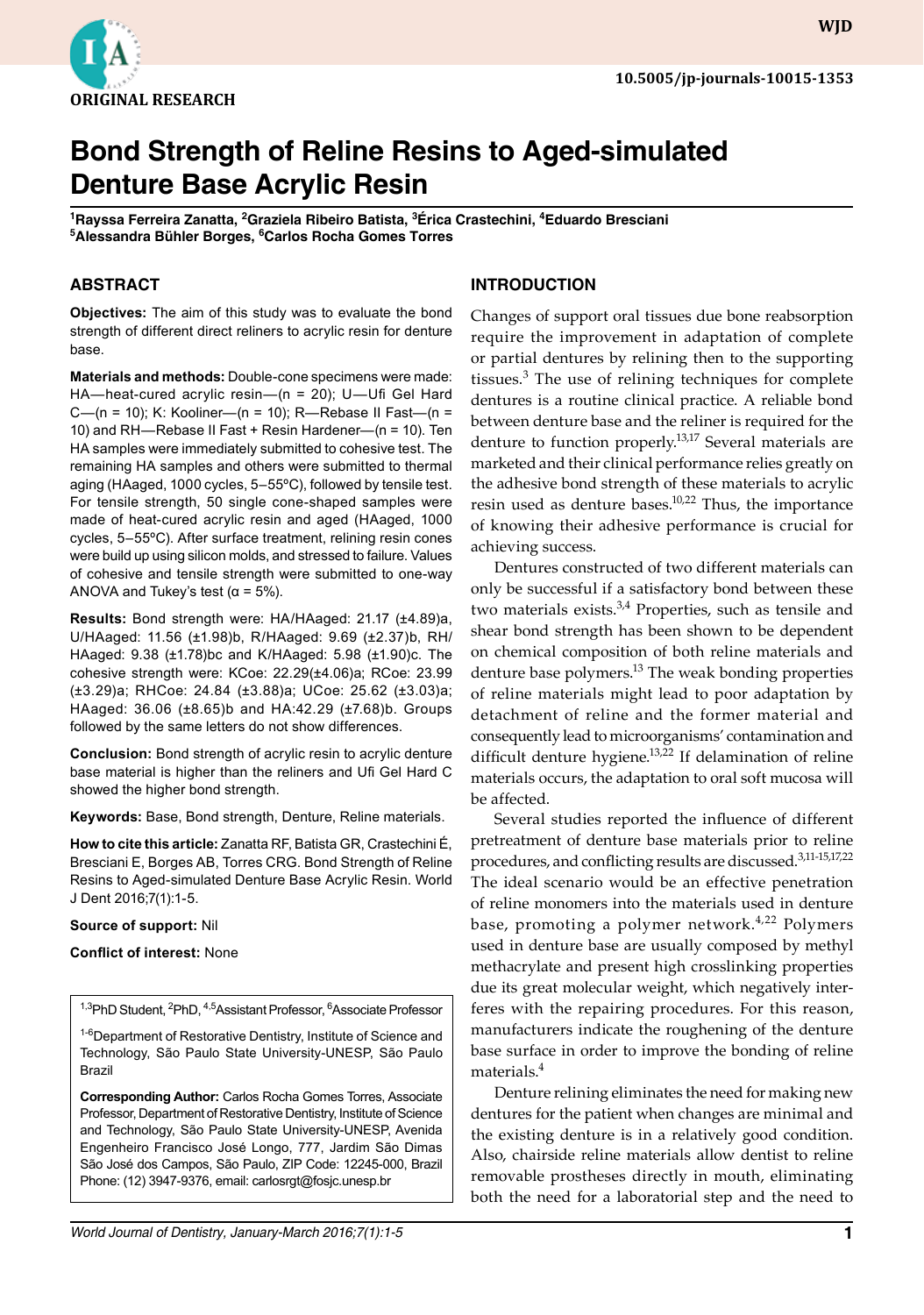ORIGINAL RESEARCH

10.5005/jp-journals-10015-1353

# Bond Strength of Reline Resins to Aged-simulated Denture Base Acrylic Resin

[1]Rayssa Ferreira Zanatta, [2]Graziela Ribeiro Batista, [3]Érica Crastechini, [4]Eduardo Bresciani
[5]Alessandra Bühler Borges, [6]Carlos Rocha Gomes Torres

## ABSTRACT

**Objectives:** The aim of this study was to evaluate the bond strength of different direct reliners to acrylic resin for denture base.

**Materials and methods:** Double-cone specimens were made: HA—heat-cured acrylic resin—(n = 20); U—Ufi Gel Hard C—(n = 10); K: Kooliner—(n = 10); R—Rebase II Fast—(n = 10) and RH—Rebase II Fast + Resin Hardener—(n = 10). Ten HA samples were immediately submitted to cohesive test. The remaining HA samples and others were submitted to thermal aging (HAaged, 1000 cycles, 5–55ºC), followed by tensile test. For tensile strength, 50 single cone-shaped samples were made of heat-cured acrylic resin and aged (HAaged, 1000 cycles, 5–55ºC). After surface treatment, relining resin cones were build up using silicon molds, and stressed to failure. Values of cohesive and tensile strength were submitted to one-way ANOVA and Tukey's test (α = 5%).

**Results:** Bond strength were: HA/HAaged: 21.17 (±4.89)a, U/HAaged: 11.56 (±1.98)b, R/HAaged: 9.69 (±2.37)b, RH/HAaged: 9.38 (±1.78)bc and K/HAaged: 5.98 (±1.90)c. The cohesive strength were: KCoe: 22.29(±4.06)a; RCoe: 23.99 (±3.29)a; RHCoe: 24.84 (±3.88)a; UCoe: 25.62 (±3.03)a; HAaged: 36.06 (±8.65)b and HA:42.29 (±7.68)b. Groups followed by the same letters do not show differences.

**Conclusion:** Bond strength of acrylic resin to acrylic denture base material is higher than the reliners and Ufi Gel Hard C showed the higher bond strength.

**Keywords:** Base, Bond strength, Denture, Reline materials.

**How to cite this article:** Zanatta RF, Batista GR, Crastechini É, Bresciani E, Borges AB, Torres CRG. Bond Strength of Reline Resins to Aged-simulated Denture Base Acrylic Resin. World J Dent 2016;7(1):1-5.

**Source of support:** Nil

**Conflict of interest:** None

[1,3]PhD Student, [2]PhD, [4,5]Assistant Professor, [6]Associate Professor

[1-6]Department of Restorative Dentistry, Institute of Science and Technology, São Paulo State University-UNESP, São Paulo Brazil

**Corresponding Author:** Carlos Rocha Gomes Torres, Associate Professor, Department of Restorative Dentistry, Institute of Science and Technology, São Paulo State University-UNESP, Avenida Engenheiro Francisco José Longo, 777, Jardim São Dimas São José dos Campos, São Paulo, ZIP Code: 12245-000, Brazil Phone: (12) 3947-9376, email: carlosrgt@fosjc.unesp.br

## INTRODUCTION

Changes of support oral tissues due bone reabsorption require the improvement in adaptation of complete or partial dentures by relining then to the supporting tissues.[3] The use of relining techniques for complete dentures is a routine clinical practice. A reliable bond between denture base and the reliner is required for the denture to function properly.[13,17] Several materials are marketed and their clinical performance relies greatly on the adhesive bond strength of these materials to acrylic resin used as denture bases.[10,22] Thus, the importance of knowing their adhesive performance is crucial for achieving success.

Dentures constructed of two different materials can only be successful if a satisfactory bond between these two materials exists.[3,4] Properties, such as tensile and shear bond strength has been shown to be dependent on chemical composition of both reline materials and denture base polymers.[13] The weak bonding properties of reline materials might lead to poor adaptation by detachment of reline and the former material and consequently lead to microorganisms' contamination and difficult denture hygiene.[13,22] If delamination of reline materials occurs, the adaptation to oral soft mucosa will be affected.

Several studies reported the influence of different pretreatment of denture base materials prior to reline procedures, and conflicting results are discussed.[3,11-15,17,22] The ideal scenario would be an effective penetration of reline monomers into the materials used in denture base, promoting a polymer network.[4,22] Polymers used in denture base are usually composed by methyl methacrylate and present high crosslinking properties due its great molecular weight, which negatively interferes with the repairing procedures. For this reason, manufacturers indicate the roughening of the denture base surface in order to improve the bonding of reline materials.[4]

Denture relining eliminates the need for making new dentures for the patient when changes are minimal and the existing denture is in a relatively good condition. Also, chairside reline materials allow dentist to reline removable prostheses directly in mouth, eliminating both the need for a laboratorial step and the need to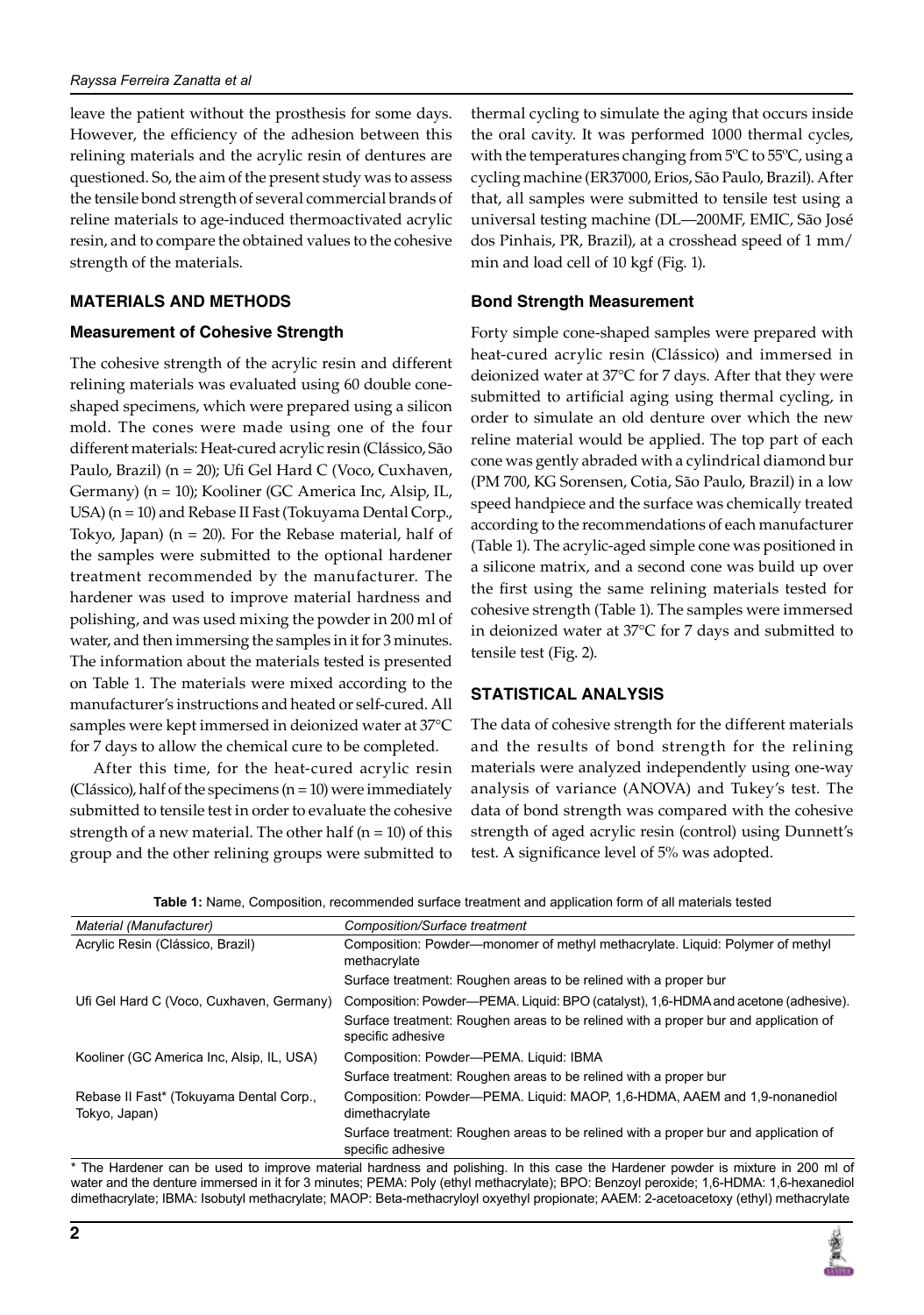leave the patient without the prosthesis for some days. However, the efficiency of the adhesion between this relining materials and the acrylic resin of dentures are questioned. So, the aim of the present study was to assess the tensile bond strength of several commercial brands of reline materials to age-induced thermoactivated acrylic resin, and to compare the obtained values to the cohesive strength of the materials.

## MATERIALS AND METHODS

### Measurement of Cohesive Strength

The cohesive strength of the acrylic resin and different relining materials was evaluated using 60 double cone-shaped specimens, which were prepared using a silicon mold. The cones were made using one of the four different materials: Heat-cured acrylic resin (Clássico, São Paulo, Brazil) (n = 20); Ufi Gel Hard C (Voco, Cuxhaven, Germany) (n = 10); Kooliner (GC America Inc, Alsip, IL, USA) (n = 10) and Rebase II Fast (Tokuyama Dental Corp., Tokyo, Japan) (n = 20). For the Rebase material, half of the samples were submitted to the optional hardener treatment recommended by the manufacturer. The hardener was used to improve material hardness and polishing, and was used mixing the powder in 200 ml of water, and then immersing the samples in it for 3 minutes. The information about the materials tested is presented on Table 1. The materials were mixed according to the manufacturer's instructions and heated or self-cured. All samples were kept immersed in deionized water at 37°C for 7 days to allow the chemical cure to be completed.

After this time, for the heat-cured acrylic resin (Clássico), half of the specimens (n = 10) were immediately submitted to tensile test in order to evaluate the cohesive strength of a new material. The other half (n = 10) of this group and the other relining groups were submitted to thermal cycling to simulate the aging that occurs inside the oral cavity. It was performed 1000 thermal cycles, with the temperatures changing from 5ºC to 55ºC, using a cycling machine (ER37000, Erios, São Paulo, Brazil). After that, all samples were submitted to tensile test using a universal testing machine (DL—200MF, EMIC, São José dos Pinhais, PR, Brazil), at a crosshead speed of 1 mm/min and load cell of 10 kgf (Fig. 1).

### Bond Strength Measurement

Forty simple cone-shaped samples were prepared with heat-cured acrylic resin (Clássico) and immersed in deionized water at 37°C for 7 days. After that they were submitted to artificial aging using thermal cycling, in order to simulate an old denture over which the new reline material would be applied. The top part of each cone was gently abraded with a cylindrical diamond bur (PM 700, KG Sorensen, Cotia, São Paulo, Brazil) in a low speed handpiece and the surface was chemically treated according to the recommendations of each manufacturer (Table 1). The acrylic-aged simple cone was positioned in a silicone matrix, and a second cone was build up over the first using the same relining materials tested for cohesive strength (Table 1). The samples were immersed in deionized water at 37°C for 7 days and submitted to tensile test (Fig. 2).

## STATISTICAL ANALYSIS

The data of cohesive strength for the different materials and the results of bond strength for the relining materials were analyzed independently using one-way analysis of variance (ANOVA) and Tukey's test. The data of bond strength was compared with the cohesive strength of aged acrylic resin (control) using Dunnett's test. A significance level of 5% was adopted.

**Table 1:** Name, Composition, recommended surface treatment and application form of all materials tested

| *Material (Manufacturer)* | *Composition/Surface treatment* |
|---|---|
| Acrylic Resin (Clássico, Brazil) | Composition: Powder—monomer of methyl methacrylate. Liquid: Polymer of methyl methacrylate |
| | Surface treatment: Roughen areas to be relined with a proper bur |
| Ufi Gel Hard C (Voco, Cuxhaven, Germany) | Composition: Powder—PEMA. Liquid: BPO (catalyst), 1,6-HDMA and acetone (adhesive). |
| | Surface treatment: Roughen areas to be relined with a proper bur and application of specific adhesive |
| Kooliner (GC America Inc, Alsip, IL, USA) | Composition: Powder—PEMA. Liquid: IBMA |
| | Surface treatment: Roughen areas to be relined with a proper bur |
| Rebase II Fast* (Tokuyama Dental Corp., Tokyo, Japan) | Composition: Powder—PEMA. Liquid: MAOP, 1,6-HDMA, AAEM and 1,9-nonanediol dimethacrylate |
| | Surface treatment: Roughen areas to be relined with a proper bur and application of specific adhesive |

\* The Hardener can be used to improve material hardness and polishing. In this case the Hardener powder is mixture in 200 ml of water and the denture immersed in it for 3 minutes; PEMA: Poly (ethyl methacrylate); BPO: Benzoyl peroxide; 1,6-HDMA: 1,6-hexanediol dimethacrylate; IBMA: Isobutyl methacrylate; MAOP: Beta-methacryloyl oxyethyl propionate; AAEM: 2-acetoacetoxy (ethyl) methacrylate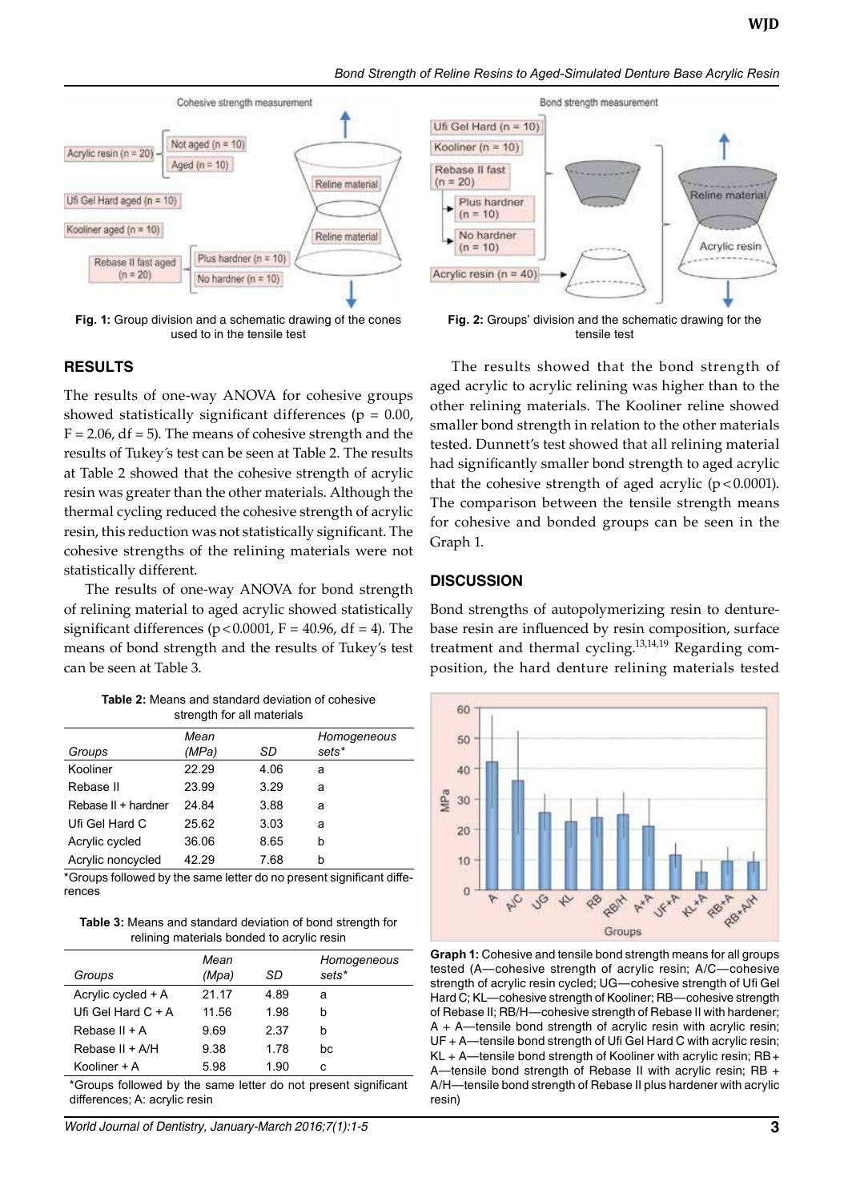Fig. 1: Group division and a schematic drawing of the cones used to in the tensile test

Fig. 2: Groups' division and the schematic drawing for the tensile test

## RESULTS

The results of one-way ANOVA for cohesive groups showed statistically significant differences (p = 0.00, F = 2.06, df = 5). The means of cohesive strength and the results of Tukey´s test can be seen at Table 2. The results at Table 2 showed that the cohesive strength of acrylic resin was greater than the other materials. Although the thermal cycling reduced the cohesive strength of acrylic resin, this reduction was not statistically significant. The cohesive strengths of the relining materials were not statistically different.

The results of one-way ANOVA for bond strength of relining material to aged acrylic showed statistically significant differences ($p < 0.0001$, F = 40.96, df = 4). The means of bond strength and the results of Tukey's test can be seen at Table 3.

**Table 2:** Means and standard deviation of cohesive strength for all materials

| Groups | Mean (MPa) | SD | Homogeneous sets* |
|---|---|---|---|
| Kooliner | 22.29 | 4.06 | a |
| Rebase II | 23.99 | 3.29 | a |
| Rebase II + hardner | 24.84 | 3.88 | a |
| Ufi Gel Hard C | 25.62 | 3.03 | a |
| Acrylic cycled | 36.06 | 8.65 | b |
| Acrylic noncycled | 42.29 | 7.68 | b |

*Groups followed by the same letter do no present significant differences

**Table 3:** Means and standard deviation of bond strength for relining materials bonded to acrylic resin

| Groups | Mean (Mpa) | SD | Homogeneous sets* |
|---|---|---|---|
| Acrylic cycled + A | 21.17 | 4.89 | a |
| Ufi Gel Hard C + A | 11.56 | 1.98 | b |
| Rebase II + A | 9.69 | 2.37 | b |
| Rebase II + A/H | 9.38 | 1.78 | bc |
| Kooliner + A | 5.98 | 1.90 | c |

*Groups followed by the same letter do not present significant differences; A: acrylic resin

The results showed that the bond strength of aged acrylic to acrylic relining was higher than to the other relining materials. The Kooliner reline showed smaller bond strength in relation to the other materials tested. Dunnett's test showed that all relining material had significantly smaller bond strength to aged acrylic that the cohesive strength of aged acrylic ($p < 0.0001$). The comparison between the tensile strength means for cohesive and bonded groups can be seen in the Graph 1.

## DISCUSSION

Bond strengths of autopolymerizing resin to denture-base resin are influenced by resin composition, surface treatment and thermal cycling.[13,14,19] Regarding composition, the hard denture relining materials tested

**Graph 1:** Cohesive and tensile bond strength means for all groups tested (A—cohesive strength of acrylic resin; A/C—cohesive strength of acrylic resin cycled; UG—cohesive strength of Ufi Gel Hard C; KL—cohesive strength of Kooliner; RB—cohesive strength of Rebase II; RB/H—cohesive strength of Rebase II with hardener; A + A—tensile bond strength of acrylic resin with acrylic resin; UF + A—tensile bond strength of Ufi Gel Hard C with acrylic resin; KL + A—tensile bond strength of Kooliner with acrylic resin; RB + A—tensile bond strength of Rebase II with acrylic resin; RB + A/H—tensile bond strength of Rebase II plus hardener with acrylic resin)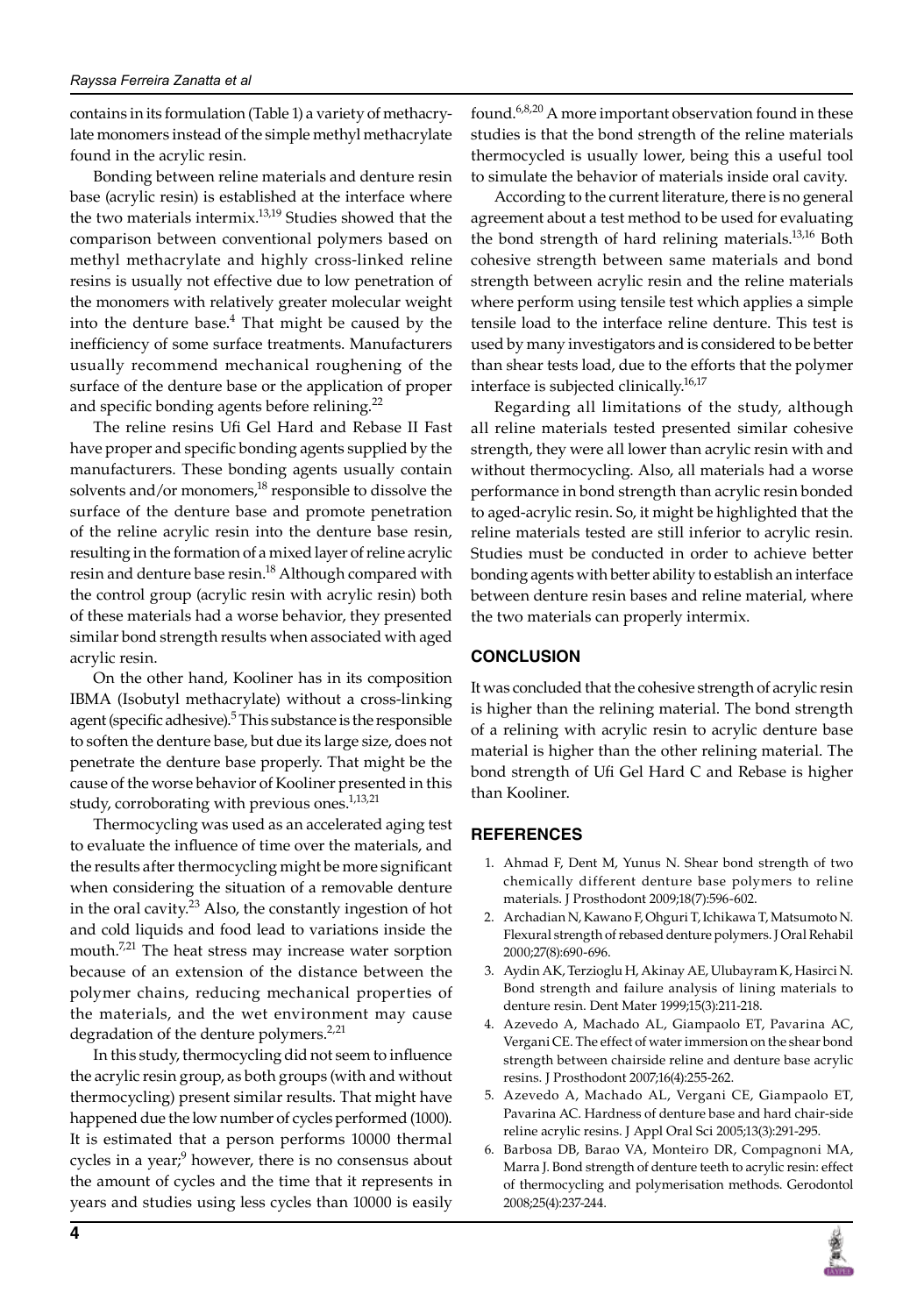contains in its formulation (Table 1) a variety of methacrylate monomers instead of the simple methyl methacrylate found in the acrylic resin.

Bonding between reline materials and denture resin base (acrylic resin) is established at the interface where the two materials intermix.[13,19] Studies showed that the comparison between conventional polymers based on methyl methacrylate and highly cross-linked reline resins is usually not effective due to low penetration of the monomers with relatively greater molecular weight into the denture base.[4] That might be caused by the inefficiency of some surface treatments. Manufacturers usually recommend mechanical roughening of the surface of the denture base or the application of proper and specific bonding agents before relining.[22]

The reline resins Ufi Gel Hard and Rebase II Fast have proper and specific bonding agents supplied by the manufacturers. These bonding agents usually contain solvents and/or monomers,[18] responsible to dissolve the surface of the denture base and promote penetration of the reline acrylic resin into the denture base resin, resulting in the formation of a mixed layer of reline acrylic resin and denture base resin.[18] Although compared with the control group (acrylic resin with acrylic resin) both of these materials had a worse behavior, they presented similar bond strength results when associated with aged acrylic resin.

On the other hand, Kooliner has in its composition IBMA (Isobutyl methacrylate) without a cross-linking agent (specific adhesive).[5] This substance is the responsible to soften the denture base, but due its large size, does not penetrate the denture base properly. That might be the cause of the worse behavior of Kooliner presented in this study, corroborating with previous ones.[1,13,21]

Thermocycling was used as an accelerated aging test to evaluate the influence of time over the materials, and the results after thermocycling might be more significant when considering the situation of a removable denture in the oral cavity.[23] Also, the constantly ingestion of hot and cold liquids and food lead to variations inside the mouth.[7,21] The heat stress may increase water sorption because of an extension of the distance between the polymer chains, reducing mechanical properties of the materials, and the wet environment may cause degradation of the denture polymers.[2,21]

In this study, thermocycling did not seem to influence the acrylic resin group, as both groups (with and without thermocycling) present similar results. That might have happened due the low number of cycles performed (1000). It is estimated that a person performs 10000 thermal cycles in a year;[9] however, there is no consensus about the amount of cycles and the time that it represents in years and studies using less cycles than 10000 is easily found.[6,8,20] A more important observation found in these studies is that the bond strength of the reline materials thermocycled is usually lower, being this a useful tool to simulate the behavior of materials inside oral cavity.

According to the current literature, there is no general agreement about a test method to be used for evaluating the bond strength of hard relining materials.[13,16] Both cohesive strength between same materials and bond strength between acrylic resin and the reline materials where perform using tensile test which applies a simple tensile load to the interface reline denture. This test is used by many investigators and is considered to be better than shear tests load, due to the efforts that the polymer interface is subjected clinically.[16,17]

Regarding all limitations of the study, although all reline materials tested presented similar cohesive strength, they were all lower than acrylic resin with and without thermocycling. Also, all materials had a worse performance in bond strength than acrylic resin bonded to aged-acrylic resin. So, it might be highlighted that the reline materials tested are still inferior to acrylic resin. Studies must be conducted in order to achieve better bonding agents with better ability to establish an interface between denture resin bases and reline material, where the two materials can properly intermix.

## CONCLUSION

It was concluded that the cohesive strength of acrylic resin is higher than the relining material. The bond strength of a relining with acrylic resin to acrylic denture base material is higher than the other relining material. The bond strength of Ufi Gel Hard C and Rebase is higher than Kooliner.

## REFERENCES

1. Ahmad F, Dent M, Yunus N. Shear bond strength of two chemically different denture base polymers to reline materials. J Prosthodont 2009;18(7):596-602.
2. Archadian N, Kawano F, Ohguri T, Ichikawa T, Matsumoto N. Flexural strength of rebased denture polymers. J Oral Rehabil 2000;27(8):690-696.
3. Aydin AK, Terzioglu H, Akinay AE, Ulubayram K, Hasirci N. Bond strength and failure analysis of lining materials to denture resin. Dent Mater 1999;15(3):211-218.
4. Azevedo A, Machado AL, Giampaolo ET, Pavarina AC, Vergani CE. The effect of water immersion on the shear bond strength between chairside reline and denture base acrylic resins. J Prosthodont 2007;16(4):255-262.
5. Azevedo A, Machado AL, Vergani CE, Giampaolo ET, Pavarina AC. Hardness of denture base and hard chair-side reline acrylic resins. J Appl Oral Sci 2005;13(3):291-295.
6. Barbosa DB, Barao VA, Monteiro DR, Compagnoni MA, Marra J. Bond strength of denture teeth to acrylic resin: effect of thermocycling and polymerisation methods. Gerodontol 2008;25(4):237-244.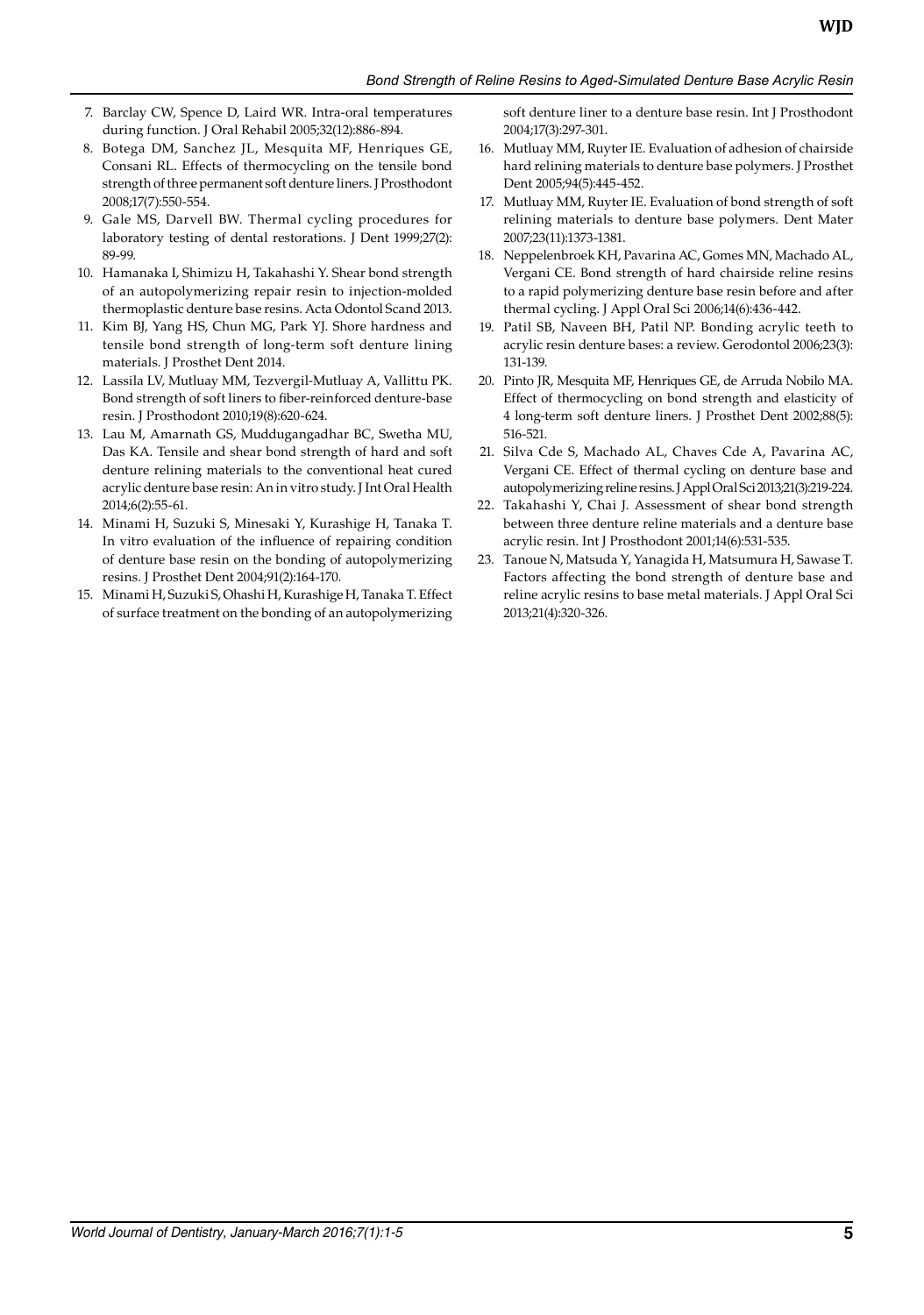7. Barclay CW, Spence D, Laird WR. Intra-oral temperatures during function. J Oral Rehabil 2005;32(12):886-894.
8. Botega DM, Sanchez JL, Mesquita MF, Henriques GE, Consani RL. Effects of thermocycling on the tensile bond strength of three permanent soft denture liners. J Prosthodont 2008;17(7):550-554.
9. Gale MS, Darvell BW. Thermal cycling procedures for laboratory testing of dental restorations. J Dent 1999;27(2): 89-99.
10. Hamanaka I, Shimizu H, Takahashi Y. Shear bond strength of an autopolymerizing repair resin to injection-molded thermoplastic denture base resins. Acta Odontol Scand 2013.
11. Kim BJ, Yang HS, Chun MG, Park YJ. Shore hardness and tensile bond strength of long-term soft denture lining materials. J Prosthet Dent 2014.
12. Lassila LV, Mutluay MM, Tezvergil-Mutluay A, Vallittu PK. Bond strength of soft liners to fiber-reinforced denture-base resin. J Prosthodont 2010;19(8):620-624.
13. Lau M, Amarnath GS, Muddugangadhar BC, Swetha MU, Das KA. Tensile and shear bond strength of hard and soft denture relining materials to the conventional heat cured acrylic denture base resin: An in vitro study. J Int Oral Health 2014;6(2):55-61.
14. Minami H, Suzuki S, Minesaki Y, Kurashige H, Tanaka T. In vitro evaluation of the influence of repairing condition of denture base resin on the bonding of autopolymerizing resins. J Prosthet Dent 2004;91(2):164-170.
15. Minami H, Suzuki S, Ohashi H, Kurashige H, Tanaka T. Effect of surface treatment on the bonding of an autopolymerizing soft denture liner to a denture base resin. Int J Prosthodont 2004;17(3):297-301.
16. Mutluay MM, Ruyter IE. Evaluation of adhesion of chairside hard relining materials to denture base polymers. J Prosthet Dent 2005;94(5):445-452.
17. Mutluay MM, Ruyter IE. Evaluation of bond strength of soft relining materials to denture base polymers. Dent Mater 2007;23(11):1373-1381.
18. Neppelenbroek KH, Pavarina AC, Gomes MN, Machado AL, Vergani CE. Bond strength of hard chairside reline resins to a rapid polymerizing denture base resin before and after thermal cycling. J Appl Oral Sci 2006;14(6):436-442.
19. Patil SB, Naveen BH, Patil NP. Bonding acrylic teeth to acrylic resin denture bases: a review. Gerodontol 2006;23(3): 131-139.
20. Pinto JR, Mesquita MF, Henriques GE, de Arruda Nobilo MA. Effect of thermocycling on bond strength and elasticity of 4 long-term soft denture liners. J Prosthet Dent 2002;88(5): 516-521.
21. Silva Cde S, Machado AL, Chaves Cde A, Pavarina AC, Vergani CE. Effect of thermal cycling on denture base and autopolymerizing reline resins. J Appl Oral Sci 2013;21(3):219-224.
22. Takahashi Y, Chai J. Assessment of shear bond strength between three denture reline materials and a denture base acrylic resin. Int J Prosthodont 2001;14(6):531-535.
23. Tanoue N, Matsuda Y, Yanagida H, Matsumura H, Sawase T. Factors affecting the bond strength of denture base and reline acrylic resins to base metal materials. J Appl Oral Sci 2013;21(4):320-326.